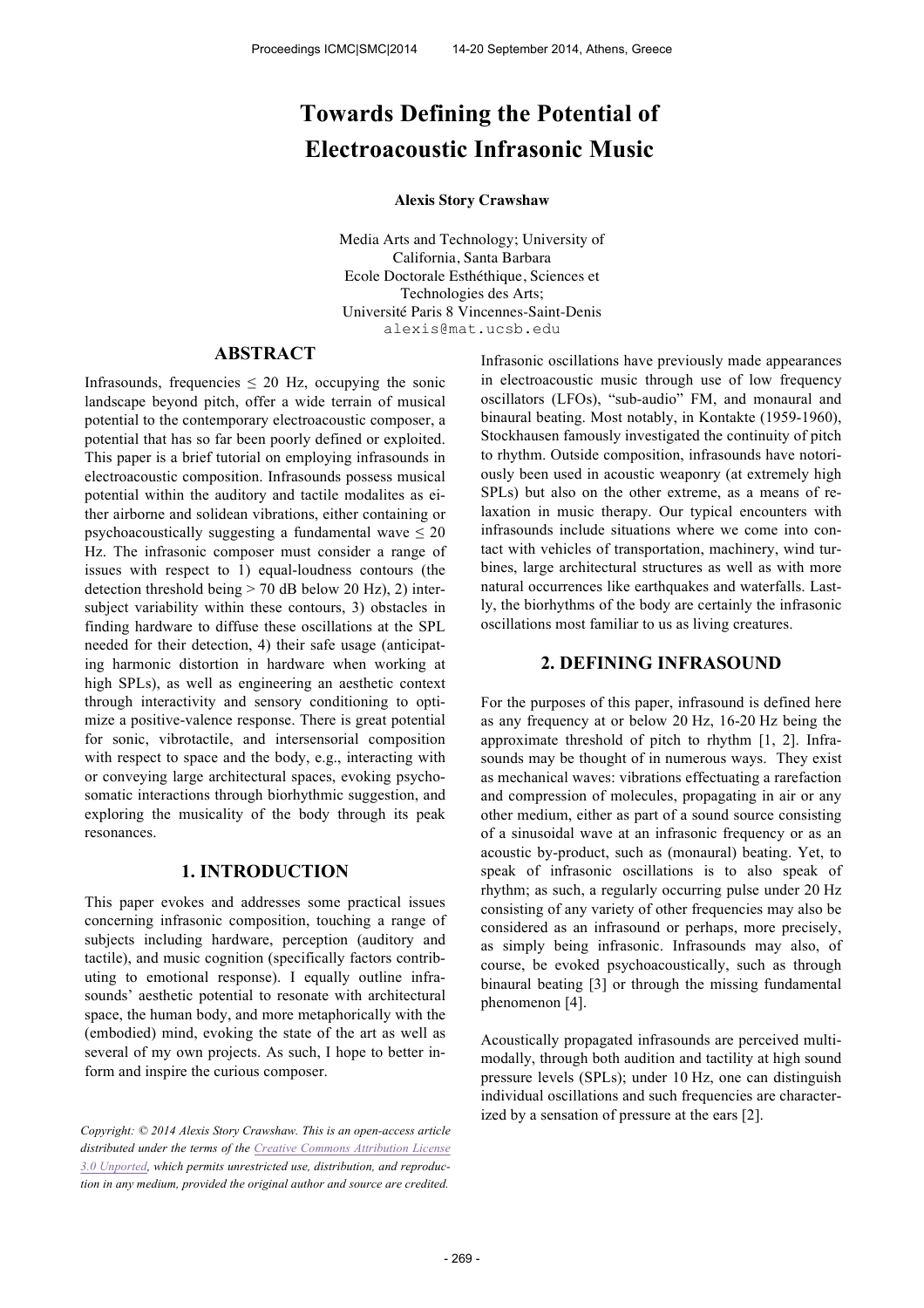# Towards Defining the Potential of Electroacoustic Infrasonic Music

**Alexis Story Crawshaw**

Media Arts and Technology; University of California, Santa Barbara
Ecole Doctorale Esthéthique, Sciences et Technologies des Arts;
Université Paris 8 Vincennes-Saint-Denis
alexis@mat.ucsb.edu

## ABSTRACT

Infrasounds, frequencies ≤ 20 Hz, occupying the sonic landscape beyond pitch, offer a wide terrain of musical potential to the contemporary electroacoustic composer, a potential that has so far been poorly defined or exploited. This paper is a brief tutorial on employing infrasounds in electroacoustic composition. Infrasounds possess musical potential within the auditory and tactile modalites as either airborne and solidean vibrations, either containing or psychoacoustically suggesting a fundamental wave ≤ 20 Hz. The infrasonic composer must consider a range of issues with respect to 1) equal-loudness contours (the detection threshold being > 70 dB below 20 Hz), 2) inter-subject variability within these contours, 3) obstacles in finding hardware to diffuse these oscillations at the SPL needed for their detection, 4) their safe usage (anticipating harmonic distortion in hardware when working at high SPLs), as well as engineering an aesthetic context through interactivity and sensory conditioning to optimize a positive-valence response. There is great potential for sonic, vibrotactile, and intersensorial composition with respect to space and the body, e.g., interacting with or conveying large architectural spaces, evoking psychosomatic interactions through biorhythmic suggestion, and exploring the musicality of the body through its peak resonances.

## 1. INTRODUCTION

This paper evokes and addresses some practical issues concerning infrasonic composition, touching a range of subjects including hardware, perception (auditory and tactile), and music cognition (specifically factors contributing to emotional response). I equally outline infrasounds' aesthetic potential to resonate with architectural space, the human body, and more metaphorically with the (embodied) mind, evoking the state of the art as well as several of my own projects. As such, I hope to better inform and inspire the curious composer.

*Copyright: © 2014 Alexis Story Crawshaw. This is an open-access article distributed under the terms of the Creative Commons Attribution License 3.0 Unported, which permits unrestricted use, distribution, and reproduction in any medium, provided the original author and source are credited.*

Infrasonic oscillations have previously made appearances in electroacoustic music through use of low frequency oscillators (LFOs), "sub-audio" FM, and monaural and binaural beating. Most notably, in Kontakte (1959-1960), Stockhausen famously investigated the continuity of pitch to rhythm. Outside composition, infrasounds have notoriously been used in acoustic weaponry (at extremely high SPLs) but also on the other extreme, as a means of relaxation in music therapy. Our typical encounters with infrasounds include situations where we come into contact with vehicles of transportation, machinery, wind turbines, large architectural structures as well as with more natural occurrences like earthquakes and waterfalls. Lastly, the biorhythms of the body are certainly the infrasonic oscillations most familiar to us as living creatures.

## 2. DEFINING INFRASOUND

For the purposes of this paper, infrasound is defined here as any frequency at or below 20 Hz, 16-20 Hz being the approximate threshold of pitch to rhythm [1, 2]. Infrasounds may be thought of in numerous ways. They exist as mechanical waves: vibrations effectuating a rarefaction and compression of molecules, propagating in air or any other medium, either as part of a sound source consisting of a sinusoidal wave at an infrasonic frequency or as an acoustic by-product, such as (monaural) beating. Yet, to speak of infrasonic oscillations is to also speak of rhythm; as such, a regularly occurring pulse under 20 Hz consisting of any variety of other frequencies may also be considered as an infrasound or perhaps, more precisely, as simply being infrasonic. Infrasounds may also, of course, be evoked psychoacoustically, such as through binaural beating [3] or through the missing fundamental phenomenon [4].

Acoustically propagated infrasounds are perceived multimodally, through both audition and tactility at high sound pressure levels (SPLs); under 10 Hz, one can distinguish individual oscillations and such frequencies are characterized by a sensation of pressure at the ears [2].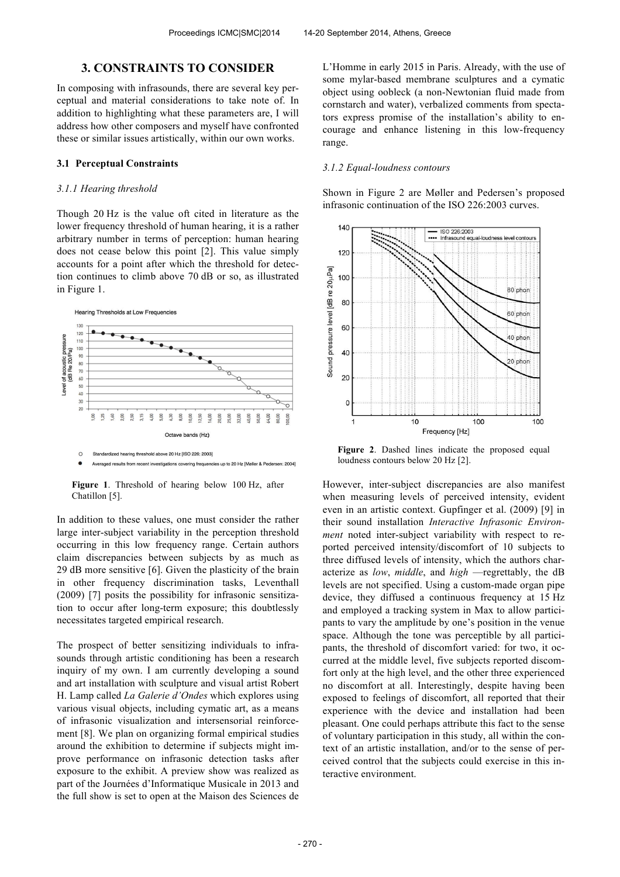## 3. CONSTRAINTS TO CONSIDER

In composing with infrasounds, there are several key perceptual and material considerations to take note of. In addition to highlighting what these parameters are, I will address how other composers and myself have confronted these or similar issues artistically, within our own works.

### 3.1 Perceptual Constraints

#### 3.1.1 Hearing threshold

Though 20 Hz is the value oft cited in literature as the lower frequency threshold of human hearing, it is a rather arbitrary number in terms of perception: human hearing does not cease below this point [2]. This value simply accounts for a point after which the threshold for detection continues to climb above 70 dB or so, as illustrated in Figure 1.

**Figure 1**. Threshold of hearing below 100 Hz, after Chatillon [5].

In addition to these values, one must consider the rather large inter-subject variability in the perception threshold occurring in this low frequency range. Certain authors claim discrepancies between subjects by as much as 29 dB more sensitive [6]. Given the plasticity of the brain in other frequency discrimination tasks, Leventhall (2009) [7] posits the possibility for infrasonic sensitization to occur after long-term exposure; this doubtlessly necessitates targeted empirical research.

The prospect of better sensitizing individuals to infrasounds through artistic conditioning has been a research inquiry of my own. I am currently developing a sound and art installation with sculpture and visual artist Robert H. Lamp called *La Galerie d'Ondes* which explores using various visual objects, including cymatic art, as a means of infrasonic visualization and intersensorial reinforcement [8]. We plan on organizing formal empirical studies around the exhibition to determine if subjects might improve performance on infrasonic detection tasks after exposure to the exhibit. A preview show was realized as part of the Journées d'Informatique Musicale in 2013 and the full show is set to open at the Maison des Sciences de L'Homme in early 2015 in Paris. Already, with the use of some mylar-based membrane sculptures and a cymatic object using oobleck (a non-Newtonian fluid made from cornstarch and water), verbalized comments from spectators express promise of the installation's ability to encourage and enhance listening in this low-frequency range.

#### 3.1.2 Equal-loudness contours

Shown in Figure 2 are Møller and Pedersen's proposed infrasonic continuation of the ISO 226:2003 curves.

**Figure 2**. Dashed lines indicate the proposed equal loudness contours below 20 Hz [2].

However, inter-subject discrepancies are also manifest when measuring levels of perceived intensity, evident even in an artistic context. Gupfinger et al. (2009) [9] in their sound installation *Interactive Infrasonic Environment* noted inter-subject variability with respect to reported perceived intensity/discomfort of 10 subjects to three diffused levels of intensity, which the authors characterize as *low*, *middle*, and *high* —regrettably, the dB levels are not specified. Using a custom-made organ pipe device, they diffused a continuous frequency at 15 Hz and employed a tracking system in Max to allow participants to vary the amplitude by one's position in the venue space. Although the tone was perceptible by all participants, the threshold of discomfort varied: for two, it occurred at the middle level, five subjects reported discomfort only at the high level, and the other three experienced no discomfort at all. Interestingly, despite having been exposed to feelings of discomfort, all reported that their experience with the device and installation had been pleasant. One could perhaps attribute this fact to the sense of voluntary participation in this study, all within the context of an artistic installation, and/or to the sense of perceived control that the subjects could exercise in this interactive environment.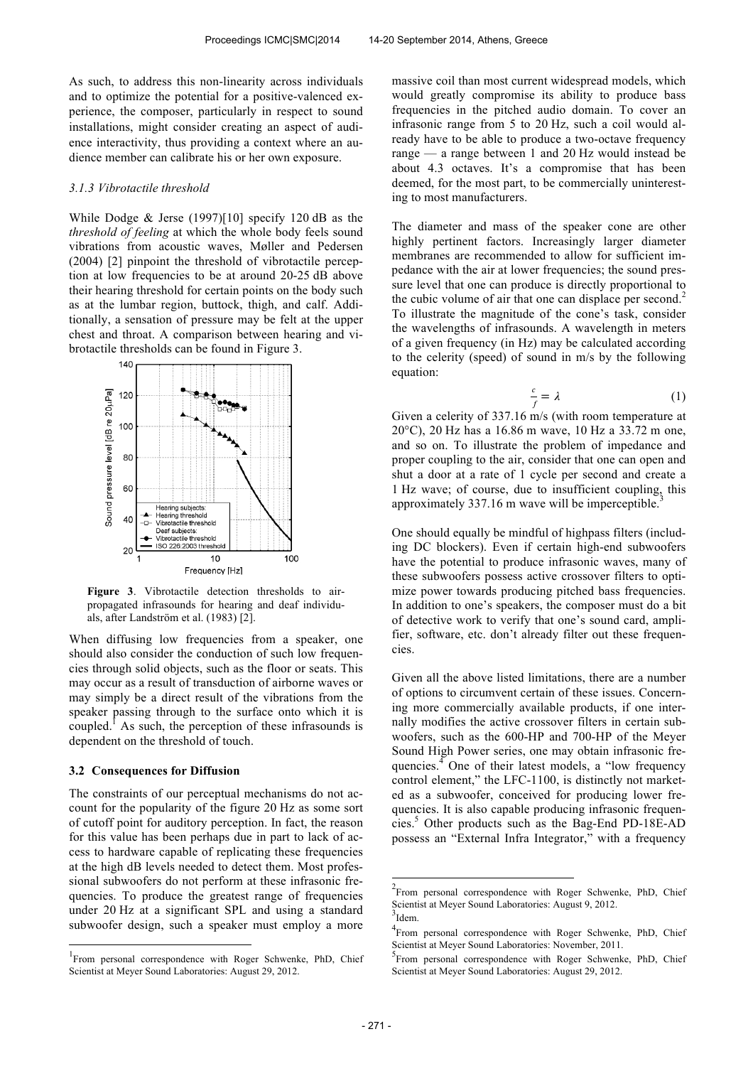As such, to address this non-linearity across individuals and to optimize the potential for a positive-valenced experience, the composer, particularly in respect to sound installations, might consider creating an aspect of audience interactivity, thus providing a context where an audience member can calibrate his or her own exposure.

### 3.1.3 Vibrotactile threshold

While Dodge & Jerse (1997)[10] specify 120 dB as the *threshold of feeling* at which the whole body feels sound vibrations from acoustic waves, Møller and Pedersen (2004) [2] pinpoint the threshold of vibrotactile perception at low frequencies to be at around 20-25 dB above their hearing threshold for certain points on the body such as at the lumbar region, buttock, thigh, and calf. Additionally, a sensation of pressure may be felt at the upper chest and throat. A comparison between hearing and vibrotactile thresholds can be found in Figure 3.

**Figure 3**. Vibrotactile detection thresholds to air-propagated infrasounds for hearing and deaf individuals, after Landström et al. (1983) [2].

When diffusing low frequencies from a speaker, one should also consider the conduction of such low frequencies through solid objects, such as the floor or seats. This may occur as a result of transduction of airborne waves or may simply be a direct result of the vibrations from the speaker passing through to the surface onto which it is coupled.[1] As such, the perception of these infrasounds is dependent on the threshold of touch.

## 3.2 Consequences for Diffusion

The constraints of our perceptual mechanisms do not account for the popularity of the figure 20 Hz as some sort of cutoff point for auditory perception. In fact, the reason for this value has been perhaps due in part to lack of access to hardware capable of replicating these frequencies at the high dB levels needed to detect them. Most professional subwoofers do not perform at these infrasonic frequencies. To produce the greatest range of frequencies under 20 Hz at a significant SPL and using a standard subwoofer design, such a speaker must employ a more massive coil than most current widespread models, which would greatly compromise its ability to produce bass frequencies in the pitched audio domain. To cover an infrasonic range from 5 to 20 Hz, such a coil would already have to be able to produce a two-octave frequency range — a range between 1 and 20 Hz would instead be about 4.3 octaves. It's a compromise that has been deemed, for the most part, to be commercially uninteresting to most manufacturers.

The diameter and mass of the speaker cone are other highly pertinent factors. Increasingly larger diameter membranes are recommended to allow for sufficient impedance with the air at lower frequencies; the sound pressure level that one can produce is directly proportional to the cubic volume of air that one can displace per second.[2] To illustrate the magnitude of the cone's task, consider the wavelengths of infrasounds. A wavelength in meters of a given frequency (in Hz) may be calculated according to the celerity (speed) of sound in m/s by the following equation:

$$\frac{c}{f} = \lambda \tag{1}$$

Given a celerity of 337.16 m/s (with room temperature at 20°C), 20 Hz has a 16.86 m wave, 10 Hz a 33.72 m one, and so on. To illustrate the problem of impedance and proper coupling to the air, consider that one can open and shut a door at a rate of 1 cycle per second and create a 1 Hz wave; of course, due to insufficient coupling, this approximately 337.16 m wave will be imperceptible.[3]

One should equally be mindful of highpass filters (including DC blockers). Even if certain high-end subwoofers have the potential to produce infrasonic waves, many of these subwoofers possess active crossover filters to optimize power towards producing pitched bass frequencies. In addition to one's speakers, the composer must do a bit of detective work to verify that one's sound card, amplifier, software, etc. don't already filter out these frequencies.

Given all the above listed limitations, there are a number of options to circumvent certain of these issues. Concerning more commercially available products, if one internally modifies the active crossover filters in certain subwoofers, such as the 600-HP and 700-HP of the Meyer Sound High Power series, one may obtain infrasonic frequencies.[4] One of their latest models, a "low frequency control element," the LFC-1100, is distinctly not marketed as a subwoofer, conceived for producing lower frequencies. It is also capable producing infrasonic frequencies.[5] Other products such as the Bag-End PD-18E-AD possess an "External Infra Integrator," with a frequency

---

[1] From personal correspondence with Roger Schwenke, PhD, Chief Scientist at Meyer Sound Laboratories: August 29, 2012.

[2] From personal correspondence with Roger Schwenke, PhD, Chief Scientist at Meyer Sound Laboratories: August 9, 2012.

[3] Idem.

[4] From personal correspondence with Roger Schwenke, PhD, Chief Scientist at Meyer Sound Laboratories: November, 2011.

[5] From personal correspondence with Roger Schwenke, PhD, Chief Scientist at Meyer Sound Laboratories: August 29, 2012.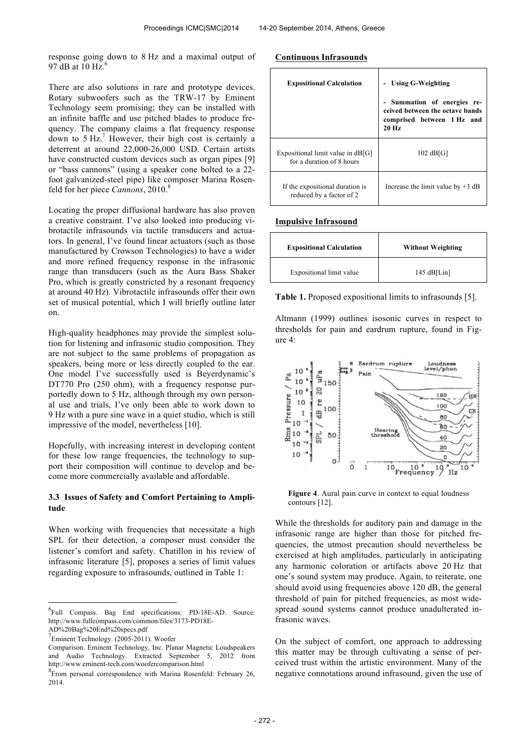response going down to 8 Hz and a maximal output of 97 dB at 10 Hz.[6]

There are also solutions in rare and prototype devices. Rotary subwoofers such as the TRW-17 by Eminent Technology seem promising; they can be installed with an infinite baffle and use pitched blades to produce frequency. The company claims a flat frequency response down to 5 Hz.[7] However, their high cost is certainly a deterrent at around 22,000-26,000 USD. Certain artists have constructed custom devices such as organ pipes [9] or "bass cannons" (using a speaker cone bolted to a 22-foot galvanized-steel pipe) like composer Marina Rosenfeld for her piece *Cannons*, 2010.[8]

Locating the proper diffusional hardware has also proven a creative constraint. I've also looked into producing vibrotactile infrasounds via tactile transducers and actuators. In general, I've found linear actuators (such as those manufactured by Crowson Technologies) to have a wider and more refined frequency response in the infrasonic range than transducers (such as the Aura Bass Shaker Pro, which is greatly constricted by a resonant frequency at around 40 Hz). Vibrotactile infrasounds offer their own set of musical potential, which I will briefly outline later on.

High-quality headphones may provide the simplest solution for listening and infrasonic studio composition. They are not subject to the same problems of propagation as speakers, being more or less directly coupled to the ear. One model I've successfully used is Beyerdynamic's DT770 Pro (250 ohm), with a frequency response purportedly down to 5 Hz, although through my own personal use and trials, I've only been able to work down to 9 Hz with a pure sine wave in a quiet studio, which is still impressive of the model, nevertheless [10].

Hopefully, with increasing interest in developing content for these low range frequencies, the technology to support their composition will continue to develop and become more commercially available and affordable.

### 3.3 Issues of Safety and Comfort Pertaining to Amplitude

When working with frequencies that necessitate a high SPL for their detection, a composer must consider the listener's comfort and safety. Chatillon in his review of infrasonic literature [5], proposes a series of limit values regarding exposure to infrasounds, outlined in Table 1:

**Continuous Infrasounds**

| Expositional Calculation | - Using G-Weighting<br>- Summation of energies received between the octave bands comprised between 1 Hz and 20 Hz |
|---|---|
| Expositional limit value in dB[G] for a duration of 8 hours | 102 dB[G] |
| If the expositional duration is reduced by a factor of 2 | Increase the limit value by +3 dB |

**Impulsive Infrasound**

| Expositional Calculation | Without Weighting |
|---|---|
| Expositional limit value | 145 dB[Lin] |

**Table 1.** Proposed expositional limits to infrasounds [5].

Altmann (1999) outlines isosonic curves in respect to thresholds for pain and eardrum rupture, found in Figure 4:

**Figure 4**. Aural pain curve in context to equal loudness contours [12].

While the thresholds for auditory pain and damage in the infrasonic range are higher than those for pitched frequencies, the utmost precaution should nevertheless be exercised at high amplitudes, particularly in anticipating any harmonic coloration or artifacts above 20 Hz that one's sound system may produce. Again, to reiterate, one should avoid using frequencies above 120 dB, the general threshold of pain for pitched frequencies, as most widespread sound systems cannot produce unadulterated infrasonic waves.

On the subject of comfort, one approach to addressing this matter may be through cultivating a sense of perceived trust within the artistic environment. Many of the negative connotations around infrasound, given the use of

---

[6] Full Compass. Bag End specifications: PD-18E-AD. Source: http://www.fullcompass.com/common/files/3173-PD18E-AD%20Bag%20End%20specs.pdf

[7] Eminent Technology. (2005-2011). Woofer Comparison. Eminent Technology, Inc. Planar Magnetic Loudspeakers and Audio Technology. Extracted September 5, 2012 from http://www.eminent-tech.com/woofercomparison.html

[8] From personal correspondence with Marina Rosenfeld: February 26, 2014.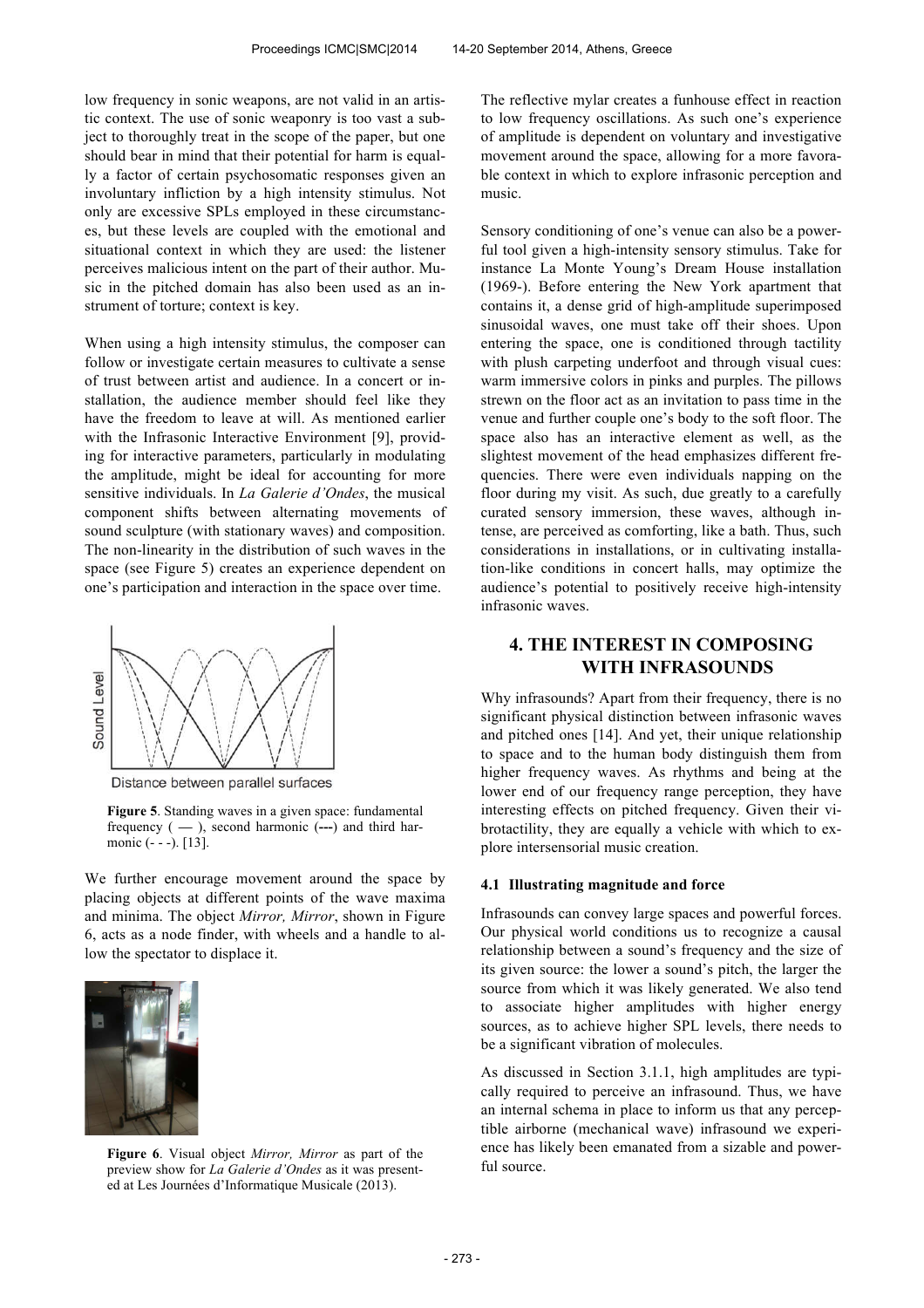low frequency in sonic weapons, are not valid in an artistic context. The use of sonic weaponry is too vast a subject to thoroughly treat in the scope of the paper, but one should bear in mind that their potential for harm is equally a factor of certain psychosomatic responses given an involuntary infliction by a high intensity stimulus. Not only are excessive SPLs employed in these circumstances, but these levels are coupled with the emotional and situational context in which they are used: the listener perceives malicious intent on the part of their author. Music in the pitched domain has also been used as an instrument of torture; context is key.

When using a high intensity stimulus, the composer can follow or investigate certain measures to cultivate a sense of trust between artist and audience. In a concert or installation, the audience member should feel like they have the freedom to leave at will. As mentioned earlier with the Infrasonic Interactive Environment [9], providing for interactive parameters, particularly in modulating the amplitude, might be ideal for accounting for more sensitive individuals. In *La Galerie d'Ondes*, the musical component shifts between alternating movements of sound sculpture (with stationary waves) and composition. The non-linearity in the distribution of such waves in the space (see Figure 5) creates an experience dependent on one's participation and interaction in the space over time.

**Figure 5**. Standing waves in a given space: fundamental frequency ( — ), second harmonic (---) and third harmonic (- - -). [13].

We further encourage movement around the space by placing objects at different points of the wave maxima and minima. The object *Mirror, Mirror*, shown in Figure 6, acts as a node finder, with wheels and a handle to allow the spectator to displace it.

**Figure 6**. Visual object *Mirror, Mirror* as part of the preview show for *La Galerie d'Ondes* as it was presented at Les Journées d'Informatique Musicale (2013).

The reflective mylar creates a funhouse effect in reaction to low frequency oscillations. As such one's experience of amplitude is dependent on voluntary and investigative movement around the space, allowing for a more favorable context in which to explore infrasonic perception and music.

Sensory conditioning of one's venue can also be a powerful tool given a high-intensity sensory stimulus. Take for instance La Monte Young's Dream House installation (1969-). Before entering the New York apartment that contains it, a dense grid of high-amplitude superimposed sinusoidal waves, one must take off their shoes. Upon entering the space, one is conditioned through tactility with plush carpeting underfoot and through visual cues: warm immersive colors in pinks and purples. The pillows strewn on the floor act as an invitation to pass time in the venue and further couple one's body to the soft floor. The space also has an interactive element as well, as the slightest movement of the head emphasizes different frequencies. There were even individuals napping on the floor during my visit. As such, due greatly to a carefully curated sensory immersion, these waves, although intense, are perceived as comforting, like a bath. Thus, such considerations in installations, or in cultivating installation-like conditions in concert halls, may optimize the audience's potential to positively receive high-intensity infrasonic waves.

## 4. THE INTEREST IN COMPOSING WITH INFRASOUNDS

Why infrasounds? Apart from their frequency, there is no significant physical distinction between infrasonic waves and pitched ones [14]. And yet, their unique relationship to space and to the human body distinguish them from higher frequency waves. As rhythms and being at the lower end of our frequency range perception, they have interesting effects on pitched frequency. Given their vibrotactility, they are equally a vehicle with which to explore intersensorial music creation.

### 4.1 Illustrating magnitude and force

Infrasounds can convey large spaces and powerful forces. Our physical world conditions us to recognize a causal relationship between a sound's frequency and the size of its given source: the lower a sound's pitch, the larger the source from which it was likely generated. We also tend to associate higher amplitudes with higher energy sources, as to achieve higher SPL levels, there needs to be a significant vibration of molecules.

As discussed in Section 3.1.1, high amplitudes are typically required to perceive an infrasound. Thus, we have an internal schema in place to inform us that any perceptible airborne (mechanical wave) infrasound we experience has likely been emanated from a sizable and powerful source.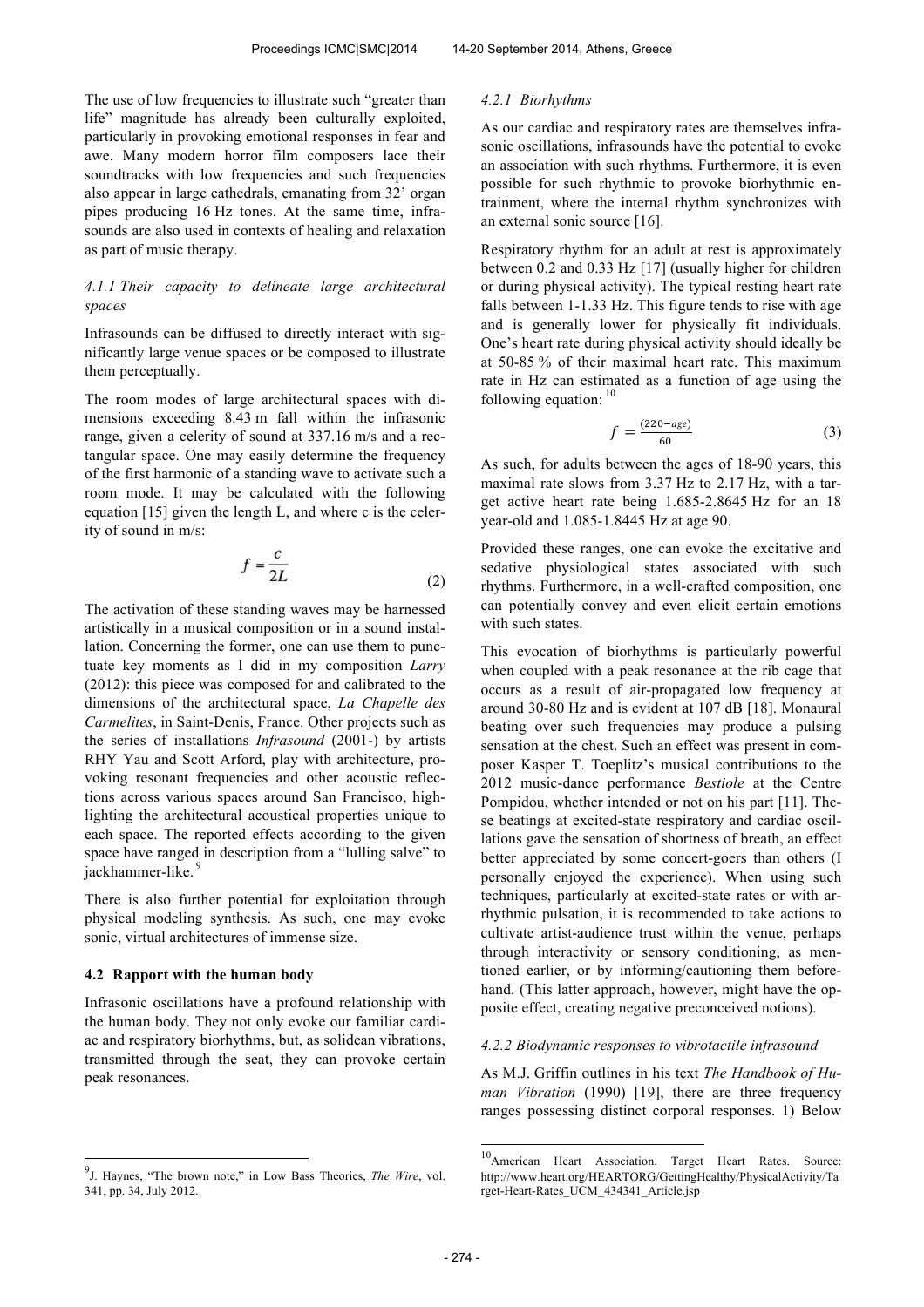The use of low frequencies to illustrate such "greater than life" magnitude has already been culturally exploited, particularly in provoking emotional responses in fear and awe. Many modern horror film composers lace their soundtracks with low frequencies and such frequencies also appear in large cathedrals, emanating from 32' organ pipes producing 16 Hz tones. At the same time, infrasounds are also used in contexts of healing and relaxation as part of music therapy.

#### 4.1.1 Their capacity to delineate large architectural spaces

Infrasounds can be diffused to directly interact with significantly large venue spaces or be composed to illustrate them perceptually.

The room modes of large architectural spaces with dimensions exceeding 8.43 m fall within the infrasonic range, given a celerity of sound at 337.16 m/s and a rectangular space. One may easily determine the frequency of the first harmonic of a standing wave to activate such a room mode. It may be calculated with the following equation [15] given the length L, and where c is the celerity of sound in m/s:

$$f = \frac{c}{2L} \tag{2}$$

The activation of these standing waves may be harnessed artistically in a musical composition or in a sound installation. Concerning the former, one can use them to punctuate key moments as I did in my composition *Larry* (2012): this piece was composed for and calibrated to the dimensions of the architectural space, *La Chapelle des Carmelites*, in Saint-Denis, France. Other projects such as the series of installations *Infrasound* (2001-) by artists RHY Yau and Scott Arford, play with architecture, provoking resonant frequencies and other acoustic reflections across various spaces around San Francisco, highlighting the architectural acoustical properties unique to each space. The reported effects according to the given space have ranged in description from a "lulling salve" to jackhammer-like. [9]

There is also further potential for exploitation through physical modeling synthesis. As such, one may evoke sonic, virtual architectures of immense size.

### 4.2 Rapport with the human body

Infrasonic oscillations have a profound relationship with the human body. They not only evoke our familiar cardiac and respiratory biorhythms, but, as solidean vibrations, transmitted through the seat, they can provoke certain peak resonances.

#### 4.2.1 Biorhythms

As our cardiac and respiratory rates are themselves infrasonic oscillations, infrasounds have the potential to evoke an association with such rhythms. Furthermore, it is even possible for such rhythmic to provoke biorhythmic entrainment, where the internal rhythm synchronizes with an external sonic source [16].

Respiratory rhythm for an adult at rest is approximately between 0.2 and 0.33 Hz [17] (usually higher for children or during physical activity). The typical resting heart rate falls between 1-1.33 Hz. This figure tends to rise with age and is generally lower for physically fit individuals. One's heart rate during physical activity should ideally be at 50-85 % of their maximal heart rate. This maximum rate in Hz can estimated as a function of age using the following equation: [10]

$$f = \frac{(220 - age)}{60} \tag{3}$$

As such, for adults between the ages of 18-90 years, this maximal rate slows from 3.37 Hz to 2.17 Hz, with a target active heart rate being 1.685-2.8645 Hz for an 18 year-old and 1.085-1.8445 Hz at age 90.

Provided these ranges, one can evoke the excitative and sedative physiological states associated with such rhythms. Furthermore, in a well-crafted composition, one can potentially convey and even elicit certain emotions with such states.

This evocation of biorhythms is particularly powerful when coupled with a peak resonance at the rib cage that occurs as a result of air-propagated low frequency at around 30-80 Hz and is evident at 107 dB [18]. Monaural beating over such frequencies may produce a pulsing sensation at the chest. Such an effect was present in composer Kasper T. Toeplitz's musical contributions to the 2012 music-dance performance *Bestiole* at the Centre Pompidou, whether intended or not on his part [11]. These beatings at excited-state respiratory and cardiac oscillations gave the sensation of shortness of breath, an effect better appreciated by some concert-goers than others (I personally enjoyed the experience). When using such techniques, particularly at excited-state rates or with arrhythmic pulsation, it is recommended to take actions to cultivate artist-audience trust within the venue, perhaps through interactivity or sensory conditioning, as mentioned earlier, or by informing/cautioning them beforehand. (This latter approach, however, might have the opposite effect, creating negative preconceived notions).

#### 4.2.2 Biodynamic responses to vibrotactile infrasound

As M.J. Griffin outlines in his text *The Handbook of Human Vibration* (1990) [19], there are three frequency ranges possessing distinct corporal responses. 1) Below

---

[9] J. Haynes, "The brown note," in Low Bass Theories, *The Wire*, vol. 341, pp. 34, July 2012.

[10] American Heart Association. Target Heart Rates. Source: http://www.heart.org/HEARTORG/GettingHealthy/PhysicalActivity/Target-Heart-Rates_UCM_434341_Article.jsp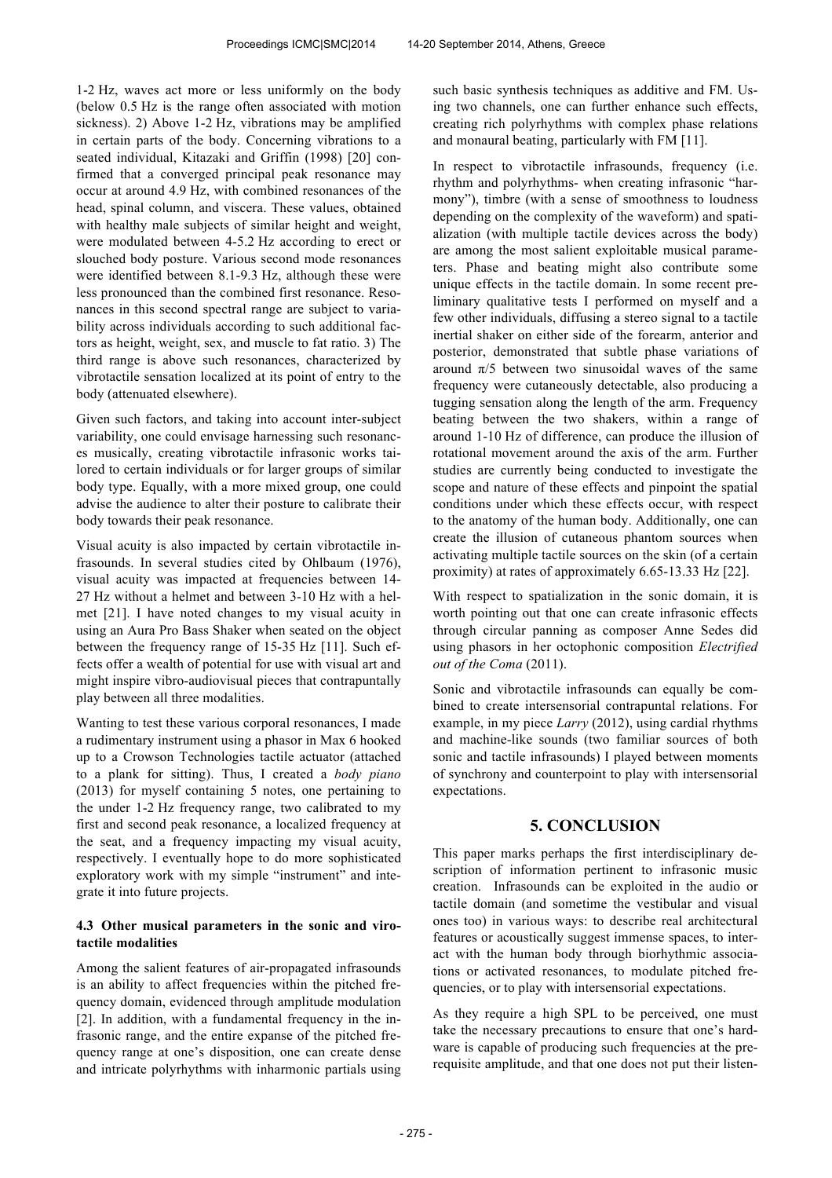1-2 Hz, waves act more or less uniformly on the body (below 0.5 Hz is the range often associated with motion sickness). 2) Above 1-2 Hz, vibrations may be amplified in certain parts of the body. Concerning vibrations to a seated individual, Kitazaki and Griffin (1998) [20] confirmed that a converged principal peak resonance may occur at around 4.9 Hz, with combined resonances of the head, spinal column, and viscera. These values, obtained with healthy male subjects of similar height and weight, were modulated between 4-5.2 Hz according to erect or slouched body posture. Various second mode resonances were identified between 8.1-9.3 Hz, although these were less pronounced than the combined first resonance. Resonances in this second spectral range are subject to variability across individuals according to such additional factors as height, weight, sex, and muscle to fat ratio. 3) The third range is above such resonances, characterized by vibrotactile sensation localized at its point of entry to the body (attenuated elsewhere).

Given such factors, and taking into account inter-subject variability, one could envisage harnessing such resonances musically, creating vibrotactile infrasonic works tailored to certain individuals or for larger groups of similar body type. Equally, with a more mixed group, one could advise the audience to alter their posture to calibrate their body towards their peak resonance.

Visual acuity is also impacted by certain vibrotactile infrasounds. In several studies cited by Ohlbaum (1976), visual acuity was impacted at frequencies between 14-27 Hz without a helmet and between 3-10 Hz with a helmet [21]. I have noted changes to my visual acuity in using an Aura Pro Bass Shaker when seated on the object between the frequency range of 15-35 Hz [11]. Such effects offer a wealth of potential for use with visual art and might inspire vibro-audiovisual pieces that contrapuntally play between all three modalities.

Wanting to test these various corporal resonances, I made a rudimentary instrument using a phasor in Max 6 hooked up to a Crowson Technologies tactile actuator (attached to a plank for sitting). Thus, I created a *body piano* (2013) for myself containing 5 notes, one pertaining to the under 1-2 Hz frequency range, two calibrated to my first and second peak resonance, a localized frequency at the seat, and a frequency impacting my visual acuity, respectively. I eventually hope to do more sophisticated exploratory work with my simple "instrument" and integrate it into future projects.

### 4.3 Other musical parameters in the sonic and virotactile modalities

Among the salient features of air-propagated infrasounds is an ability to affect frequencies within the pitched frequency domain, evidenced through amplitude modulation [2]. In addition, with a fundamental frequency in the infrasonic range, and the entire expanse of the pitched frequency range at one's disposition, one can create dense and intricate polyrhythms with inharmonic partials using such basic synthesis techniques as additive and FM. Using two channels, one can further enhance such effects, creating rich polyrhythms with complex phase relations and monaural beating, particularly with FM [11].

In respect to vibrotactile infrasounds, frequency (i.e. rhythm and polyrhythms- when creating infrasonic "harmony"), timbre (with a sense of smoothness to loudness depending on the complexity of the waveform) and spatialization (with multiple tactile devices across the body) are among the most salient exploitable musical parameters. Phase and beating might also contribute some unique effects in the tactile domain. In some recent preliminary qualitative tests I performed on myself and a few other individuals, diffusing a stereo signal to a tactile inertial shaker on either side of the forearm, anterior and posterior, demonstrated that subtle phase variations of around $\pi/5$ between two sinusoidal waves of the same frequency were cutaneously detectable, also producing a tugging sensation along the length of the arm. Frequency beating between the two shakers, within a range of around 1-10 Hz of difference, can produce the illusion of rotational movement around the axis of the arm. Further studies are currently being conducted to investigate the scope and nature of these effects and pinpoint the spatial conditions under which these effects occur, with respect to the anatomy of the human body. Additionally, one can create the illusion of cutaneous phantom sources when activating multiple tactile sources on the skin (of a certain proximity) at rates of approximately 6.65-13.33 Hz [22].

With respect to spatialization in the sonic domain, it is worth pointing out that one can create infrasonic effects through circular panning as composer Anne Sedes did using phasors in her octophonic composition *Electrified out of the Coma* (2011).

Sonic and vibrotactile infrasounds can equally be combined to create intersensorial contrapuntal relations. For example, in my piece *Larry* (2012), using cardial rhythms and machine-like sounds (two familiar sources of both sonic and tactile infrasounds) I played between moments of synchrony and counterpoint to play with intersensorial expectations.

## 5. CONCLUSION

This paper marks perhaps the first interdisciplinary description of information pertinent to infrasonic music creation. Infrasounds can be exploited in the audio or tactile domain (and sometime the vestibular and visual ones too) in various ways: to describe real architectural features or acoustically suggest immense spaces, to interact with the human body through biorhythmic associations or activated resonances, to modulate pitched frequencies, or to play with intersensorial expectations.

As they require a high SPL to be perceived, one must take the necessary precautions to ensure that one's hardware is capable of producing such frequencies at the prerequisite amplitude, and that one does not put their listen-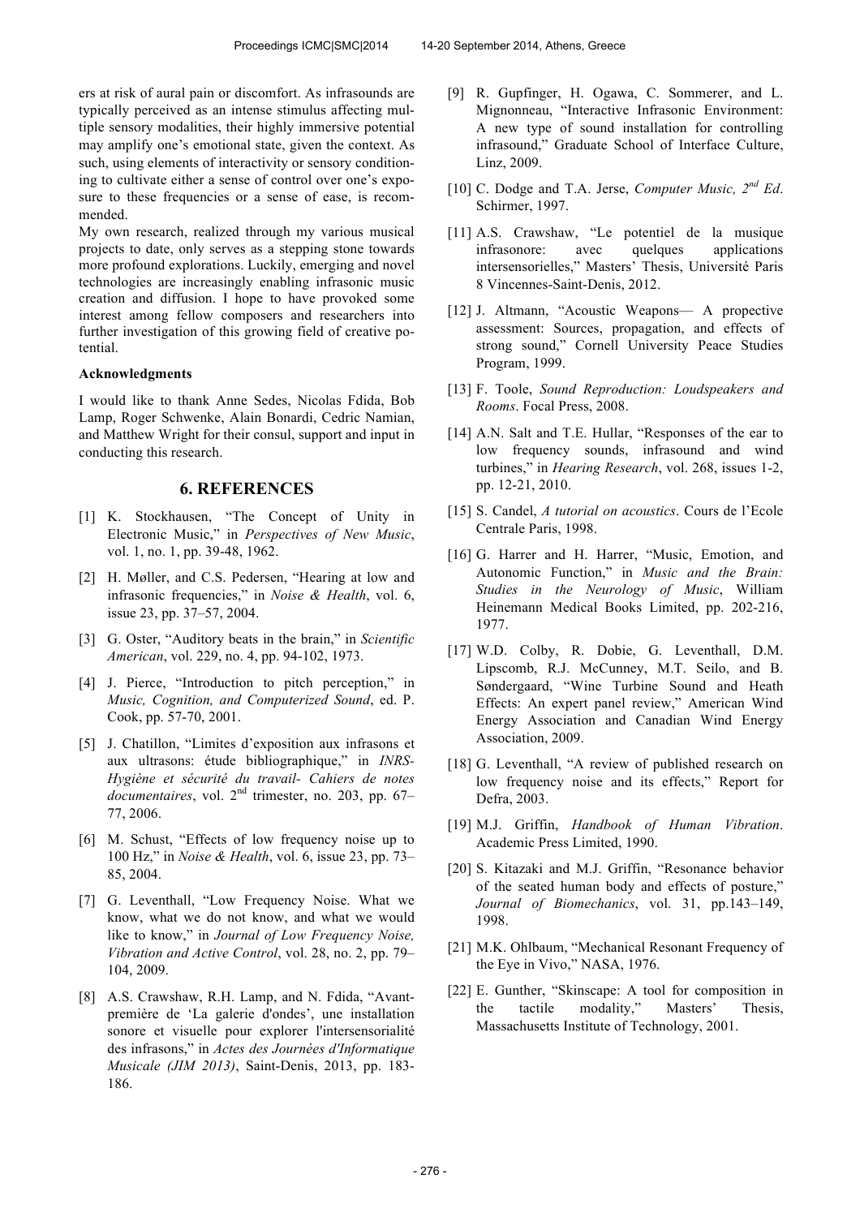ers at risk of aural pain or discomfort. As infrasounds are typically perceived as an intense stimulus affecting multiple sensory modalities, their highly immersive potential may amplify one's emotional state, given the context. As such, using elements of interactivity or sensory conditioning to cultivate either a sense of control over one's exposure to these frequencies or a sense of ease, is recommended.

My own research, realized through my various musical projects to date, only serves as a stepping stone towards more profound explorations. Luckily, emerging and novel technologies are increasingly enabling infrasonic music creation and diffusion. I hope to have provoked some interest among fellow composers and researchers into further investigation of this growing field of creative potential.

**Acknowledgments**

I would like to thank Anne Sedes, Nicolas Fdida, Bob Lamp, Roger Schwenke, Alain Bonardi, Cedric Namian, and Matthew Wright for their consul, support and input in conducting this research.

## 6. REFERENCES

[1] K. Stockhausen, "The Concept of Unity in Electronic Music," in *Perspectives of New Music*, vol. 1, no. 1, pp. 39-48, 1962.

[2] H. Møller, and C.S. Pedersen, "Hearing at low and infrasonic frequencies," in *Noise & Health*, vol. 6, issue 23, pp. 37–57, 2004.

[3] G. Oster, "Auditory beats in the brain," in *Scientific American*, vol. 229, no. 4, pp. 94-102, 1973.

[4] J. Pierce, "Introduction to pitch perception," in *Music, Cognition, and Computerized Sound*, ed. P. Cook, pp. 57-70, 2001.

[5] J. Chatillon, "Limites d'exposition aux infrasons et aux ultrasons: étude bibliographique," in *INRS-Hygiène et sécurité du travail- Cahiers de notes documentaires*, vol. 2nd trimester, no. 203, pp. 67–77, 2006.

[6] M. Schust, "Effects of low frequency noise up to 100 Hz," in *Noise & Health*, vol. 6, issue 23, pp. 73–85, 2004.

[7] G. Leventhall, "Low Frequency Noise. What we know, what we do not know, and what we would like to know," in *Journal of Low Frequency Noise, Vibration and Active Control*, vol. 28, no. 2, pp. 79–104, 2009.

[8] A.S. Crawshaw, R.H. Lamp, and N. Fdida, "Avant-première de 'La galerie d'ondes', une installation sonore et visuelle pour explorer l'intersensorialité des infrasons," in *Actes des Journées d'Informatique Musicale (JIM 2013)*, Saint-Denis, 2013, pp. 183-186.

[9] R. Gupfinger, H. Ogawa, C. Sommerer, and L. Mignonneau, "Interactive Infrasonic Environment: A new type of sound installation for controlling infrasound," Graduate School of Interface Culture, Linz, 2009.

[10] C. Dodge and T.A. Jerse, *Computer Music, 2nd Ed*. Schirmer, 1997.

[11] A.S. Crawshaw, "Le potentiel de la musique infrasonore: avec quelques applications intersensorielles," Masters' Thesis, Université Paris 8 Vincennes-Saint-Denis, 2012.

[12] J. Altmann, "Acoustic Weapons— A propective assessment: Sources, propagation, and effects of strong sound," Cornell University Peace Studies Program, 1999.

[13] F. Toole, *Sound Reproduction: Loudspeakers and Rooms*. Focal Press, 2008.

[14] A.N. Salt and T.E. Hullar, "Responses of the ear to low frequency sounds, infrasound and wind turbines," in *Hearing Research*, vol. 268, issues 1-2, pp. 12-21, 2010.

[15] S. Candel, *A tutorial on acoustics*. Cours de l'Ecole Centrale Paris, 1998.

[16] G. Harrer and H. Harrer, "Music, Emotion, and Autonomic Function," in *Music and the Brain: Studies in the Neurology of Music*, William Heinemann Medical Books Limited, pp. 202-216, 1977.

[17] W.D. Colby, R. Dobie, G. Leventhall, D.M. Lipscomb, R.J. McCunney, M.T. Seilo, and B. Søndergaard, "Wine Turbine Sound and Heath Effects: An expert panel review," American Wind Energy Association and Canadian Wind Energy Association, 2009.

[18] G. Leventhall, "A review of published research on low frequency noise and its effects," Report for Defra, 2003.

[19] M.J. Griffin, *Handbook of Human Vibration*. Academic Press Limited, 1990.

[20] S. Kitazaki and M.J. Griffin, "Resonance behavior of the seated human body and effects of posture," *Journal of Biomechanics*, vol. 31, pp.143–149, 1998.

[21] M.K. Ohlbaum, "Mechanical Resonant Frequency of the Eye in Vivo," NASA, 1976.

[22] E. Gunther, "Skinscape: A tool for composition in the tactile modality," Masters' Thesis, Massachusetts Institute of Technology, 2001.